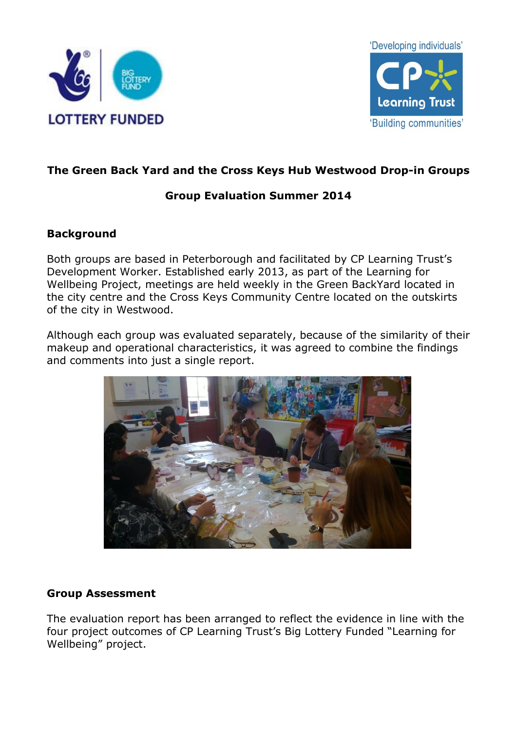**The Green Back Yard and the Cross Keys Hub Westwood Drop-in Groups**

**Group Evaluation Summer 2014**

## Background

Both groups are based in Peterborough and facilitated by CP Learning Trust's Development Worker. Established early 2013, as part of the Learning for Wellbeing Project, meetings are held weekly in the Green BackYard located in the city centre and the Cross Keys Community Centre located on the outskirts of the city in Westwood.

Although each group was evaluated separately, because of the similarity of their makeup and operational characteristics, it was agreed to combine the findings and comments into just a single report.

## Group Assessment

The evaluation report has been arranged to reflect the evidence in line with the four project outcomes of CP Learning Trust's Big Lottery Funded "Learning for Wellbeing" project.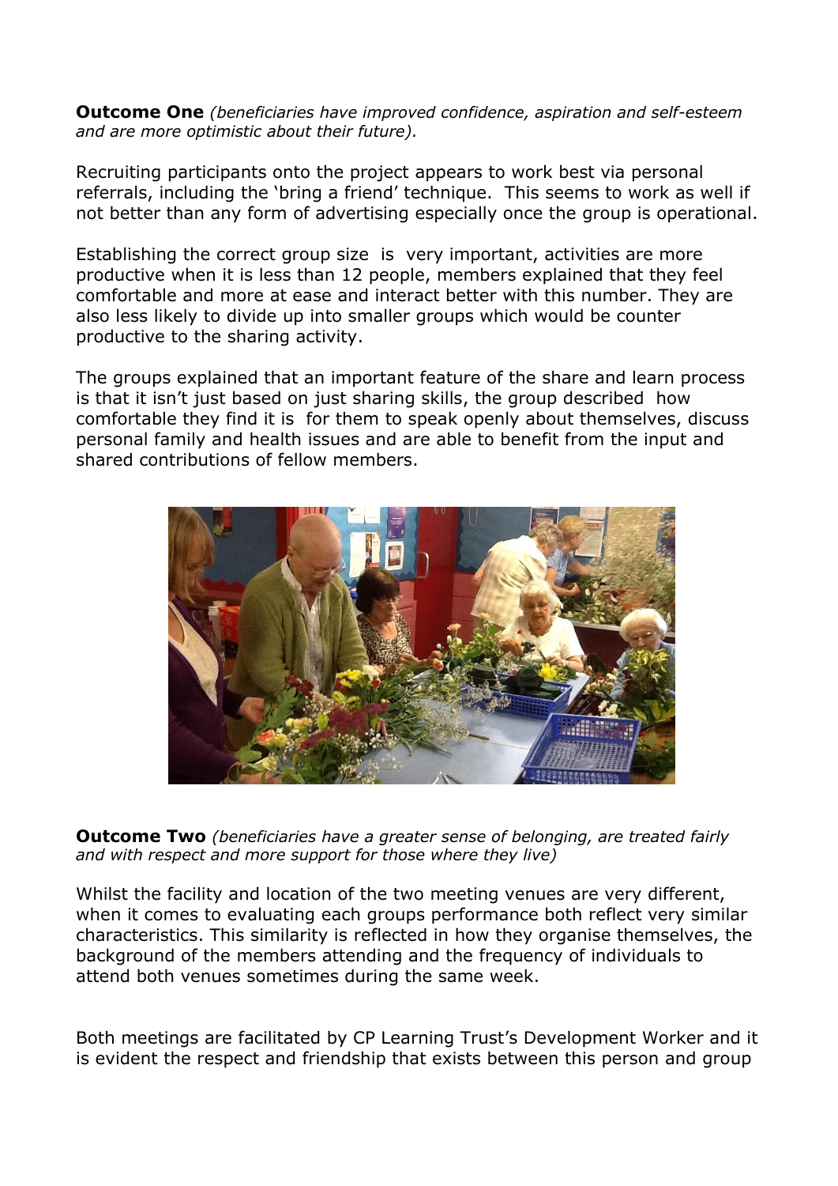**Outcome One** *(beneficiaries have improved confidence, aspiration and self-esteem and are more optimistic about their future).*

Recruiting participants onto the project appears to work best via personal referrals, including the 'bring a friend' technique. This seems to work as well if not better than any form of advertising especially once the group is operational.

Establishing the correct group size is very important, activities are more productive when it is less than 12 people, members explained that they feel comfortable and more at ease and interact better with this number. They are also less likely to divide up into smaller groups which would be counter productive to the sharing activity.

The groups explained that an important feature of the share and learn process is that it isn't just based on just sharing skills, the group described how comfortable they find it is for them to speak openly about themselves, discuss personal family and health issues and are able to benefit from the input and shared contributions of fellow members.

**Outcome Two** *(beneficiaries have a greater sense of belonging, are treated fairly and with respect and more support for those where they live)*

Whilst the facility and location of the two meeting venues are very different, when it comes to evaluating each groups performance both reflect very similar characteristics. This similarity is reflected in how they organise themselves, the background of the members attending and the frequency of individuals to attend both venues sometimes during the same week.

Both meetings are facilitated by CP Learning Trust's Development Worker and it is evident the respect and friendship that exists between this person and group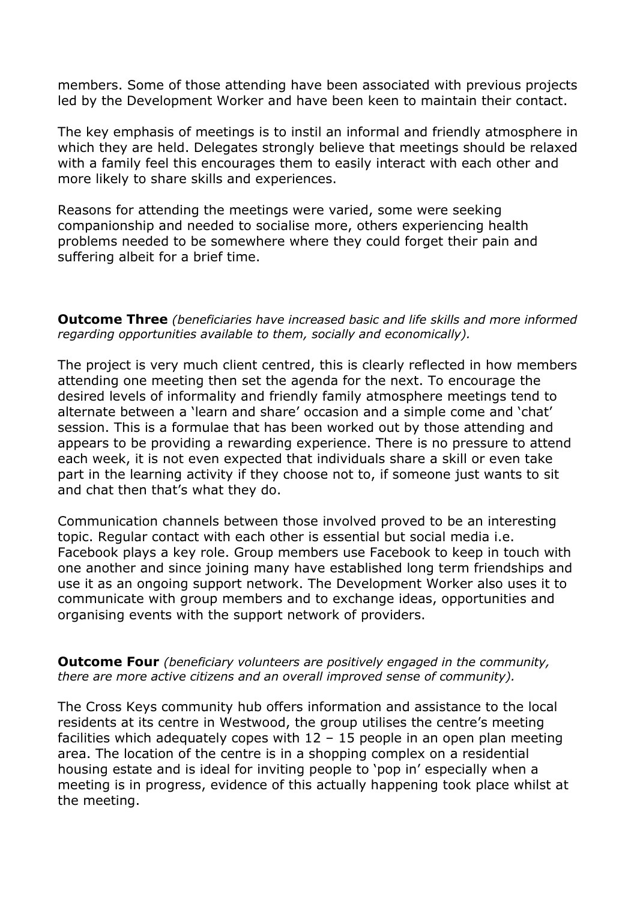members. Some of those attending have been associated with previous projects led by the Development Worker and have been keen to maintain their contact.

The key emphasis of meetings is to instil an informal and friendly atmosphere in which they are held. Delegates strongly believe that meetings should be relaxed with a family feel this encourages them to easily interact with each other and more likely to share skills and experiences.

Reasons for attending the meetings were varied, some were seeking companionship and needed to socialise more, others experiencing health problems needed to be somewhere where they could forget their pain and suffering albeit for a brief time.

**Outcome Three** *(beneficiaries have increased basic and life skills and more informed regarding opportunities available to them, socially and economically).*

The project is very much client centred, this is clearly reflected in how members attending one meeting then set the agenda for the next. To encourage the desired levels of informality and friendly family atmosphere meetings tend to alternate between a 'learn and share' occasion and a simple come and 'chat' session. This is a formulae that has been worked out by those attending and appears to be providing a rewarding experience. There is no pressure to attend each week, it is not even expected that individuals share a skill or even take part in the learning activity if they choose not to, if someone just wants to sit and chat then that's what they do.

Communication channels between those involved proved to be an interesting topic. Regular contact with each other is essential but social media i.e. Facebook plays a key role. Group members use Facebook to keep in touch with one another and since joining many have established long term friendships and use it as an ongoing support network. The Development Worker also uses it to communicate with group members and to exchange ideas, opportunities and organising events with the support network of providers.

**Outcome Four** *(beneficiary volunteers are positively engaged in the community, there are more active citizens and an overall improved sense of community).*

The Cross Keys community hub offers information and assistance to the local residents at its centre in Westwood, the group utilises the centre's meeting facilities which adequately copes with 12 – 15 people in an open plan meeting area. The location of the centre is in a shopping complex on a residential housing estate and is ideal for inviting people to 'pop in' especially when a meeting is in progress, evidence of this actually happening took place whilst at the meeting.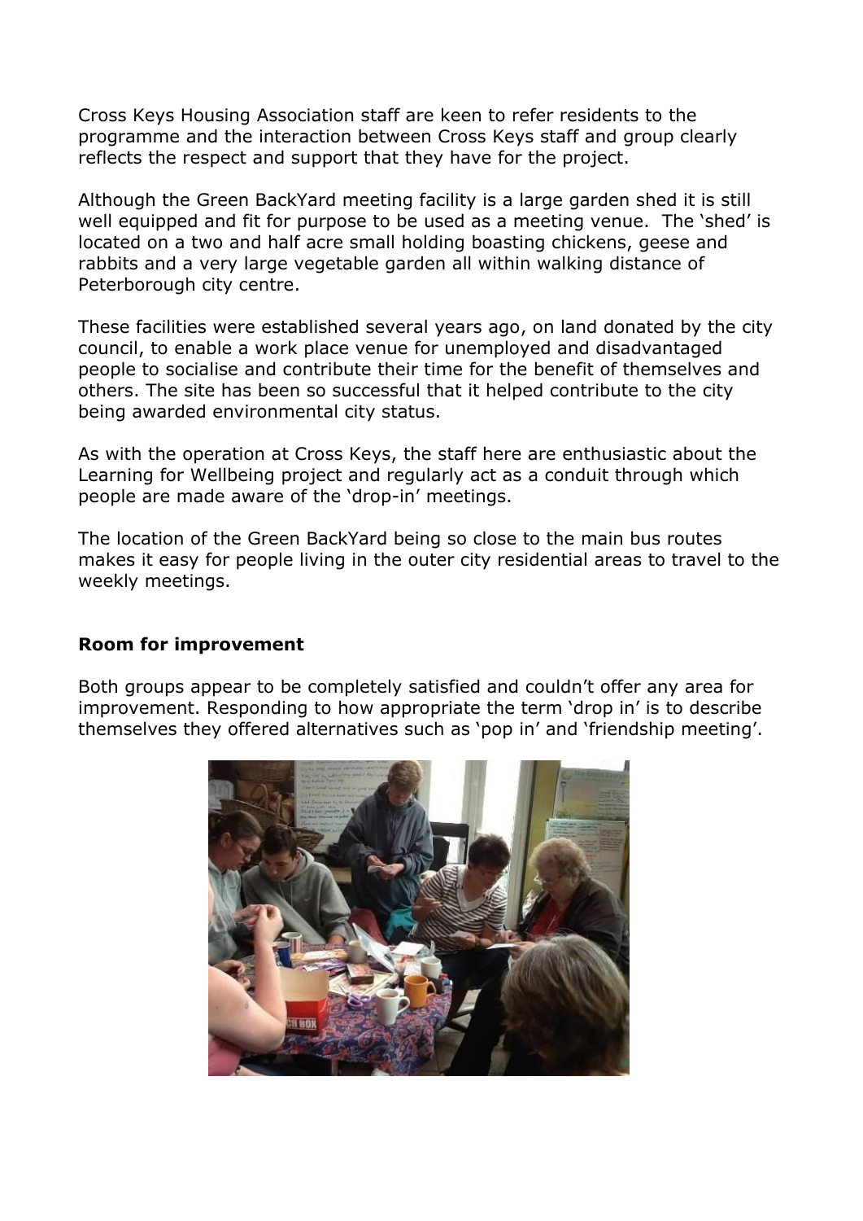Cross Keys Housing Association staff are keen to refer residents to the programme and the interaction between Cross Keys staff and group clearly reflects the respect and support that they have for the project.

Although the Green BackYard meeting facility is a large garden shed it is still well equipped and fit for purpose to be used as a meeting venue. The 'shed' is located on a two and half acre small holding boasting chickens, geese and rabbits and a very large vegetable garden all within walking distance of Peterborough city centre.

These facilities were established several years ago, on land donated by the city council, to enable a work place venue for unemployed and disadvantaged people to socialise and contribute their time for the benefit of themselves and others. The site has been so successful that it helped contribute to the city being awarded environmental city status.

As with the operation at Cross Keys, the staff here are enthusiastic about the Learning for Wellbeing project and regularly act as a conduit through which people are made aware of the 'drop-in' meetings.

The location of the Green BackYard being so close to the main bus routes makes it easy for people living in the outer city residential areas to travel to the weekly meetings.

### Room for improvement

Both groups appear to be completely satisfied and couldn't offer any area for improvement. Responding to how appropriate the term 'drop in' is to describe themselves they offered alternatives such as 'pop in' and 'friendship meeting'.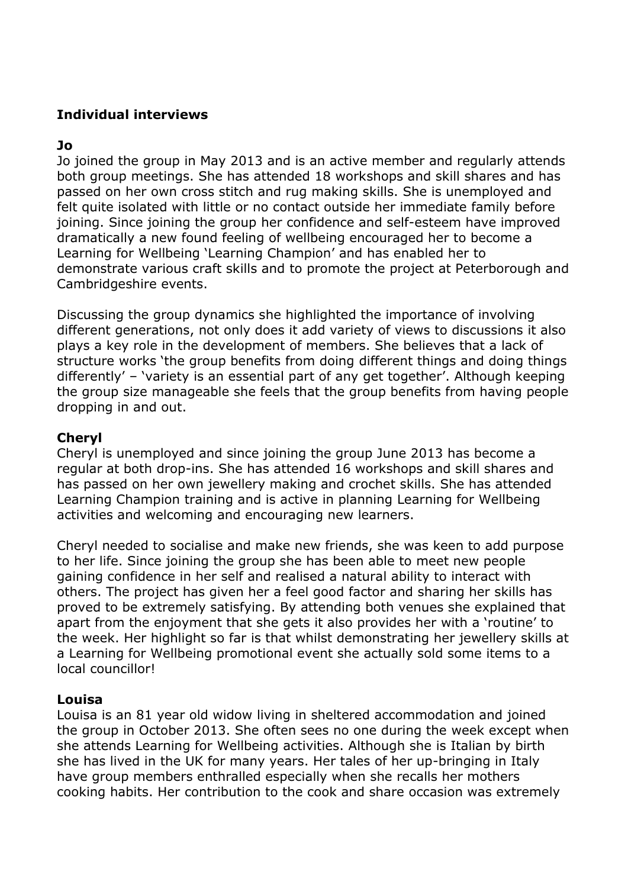**Individual interviews**

**Jo**

Jo joined the group in May 2013 and is an active member and regularly attends both group meetings. She has attended 18 workshops and skill shares and has passed on her own cross stitch and rug making skills. She is unemployed and felt quite isolated with little or no contact outside her immediate family before joining. Since joining the group her confidence and self-esteem have improved dramatically a new found feeling of wellbeing encouraged her to become a Learning for Wellbeing 'Learning Champion' and has enabled her to demonstrate various craft skills and to promote the project at Peterborough and Cambridgeshire events.

Discussing the group dynamics she highlighted the importance of involving different generations, not only does it add variety of views to discussions it also plays a key role in the development of members. She believes that a lack of structure works 'the group benefits from doing different things and doing things differently' – 'variety is an essential part of any get together'. Although keeping the group size manageable she feels that the group benefits from having people dropping in and out.

**Cheryl**

Cheryl is unemployed and since joining the group June 2013 has become a regular at both drop-ins. She has attended 16 workshops and skill shares and has passed on her own jewellery making and crochet skills. She has attended Learning Champion training and is active in planning Learning for Wellbeing activities and welcoming and encouraging new learners.

Cheryl needed to socialise and make new friends, she was keen to add purpose to her life. Since joining the group she has been able to meet new people gaining confidence in her self and realised a natural ability to interact with others. The project has given her a feel good factor and sharing her skills has proved to be extremely satisfying. By attending both venues she explained that apart from the enjoyment that she gets it also provides her with a 'routine' to the week. Her highlight so far is that whilst demonstrating her jewellery skills at a Learning for Wellbeing promotional event she actually sold some items to a local councillor!

**Louisa**

Louisa is an 81 year old widow living in sheltered accommodation and joined the group in October 2013. She often sees no one during the week except when she attends Learning for Wellbeing activities. Although she is Italian by birth she has lived in the UK for many years. Her tales of her up-bringing in Italy have group members enthralled especially when she recalls her mothers cooking habits. Her contribution to the cook and share occasion was extremely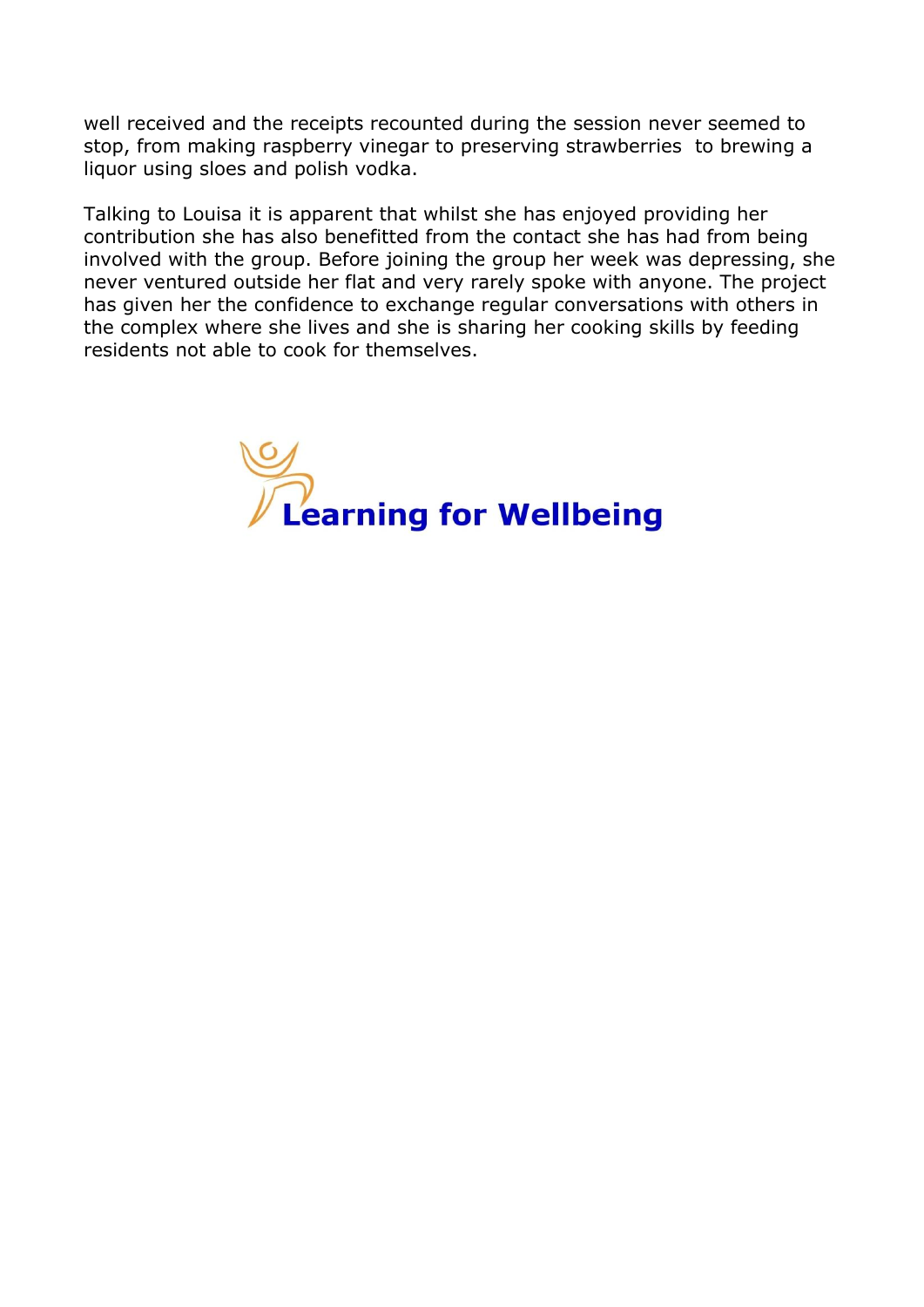well received and the receipts recounted during the session never seemed to stop, from making raspberry vinegar to preserving strawberries to brewing a liquor using sloes and polish vodka.

Talking to Louisa it is apparent that whilst she has enjoyed providing her contribution she has also benefitted from the contact she has had from being involved with the group. Before joining the group her week was depressing, she never ventured outside her flat and very rarely spoke with anyone. The project has given her the confidence to exchange regular conversations with others in the complex where she lives and she is sharing her cooking skills by feeding residents not able to cook for themselves.

**Learning for Wellbeing**